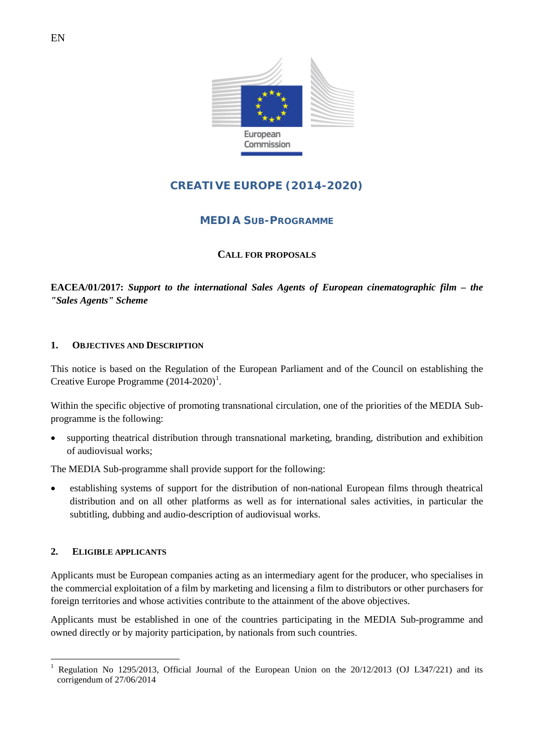EN

European Commission

# CREATIVE EUROPE (2014-2020)

## MEDIA SUB-PROGRAMME

### CALL FOR PROPOSALS

**EACEA/01/2017:** ***Support to the international Sales Agents of European cinematographic film – the "Sales Agents" Scheme***

## 1. OBJECTIVES AND DESCRIPTION

This notice is based on the Regulation of the European Parliament and of the Council on establishing the Creative Europe Programme (2014-2020)[1].

Within the specific objective of promoting transnational circulation, one of the priorities of the MEDIA Sub-programme is the following:

- supporting theatrical distribution through transnational marketing, branding, distribution and exhibition of audiovisual works;

The MEDIA Sub-programme shall provide support for the following:

- establishing systems of support for the distribution of non-national European films through theatrical distribution and on all other platforms as well as for international sales activities, in particular the subtitling, dubbing and audio-description of audiovisual works.

## 2. ELIGIBLE APPLICANTS

Applicants must be European companies acting as an intermediary agent for the producer, who specialises in the commercial exploitation of a film by marketing and licensing a film to distributors or other purchasers for foreign territories and whose activities contribute to the attainment of the above objectives.

Applicants must be established in one of the countries participating in the MEDIA Sub-programme and owned directly or by majority participation, by nationals from such countries.

---

[1] Regulation No 1295/2013, Official Journal of the European Union on the 20/12/2013 (OJ L347/221) and its corrigendum of 27/06/2014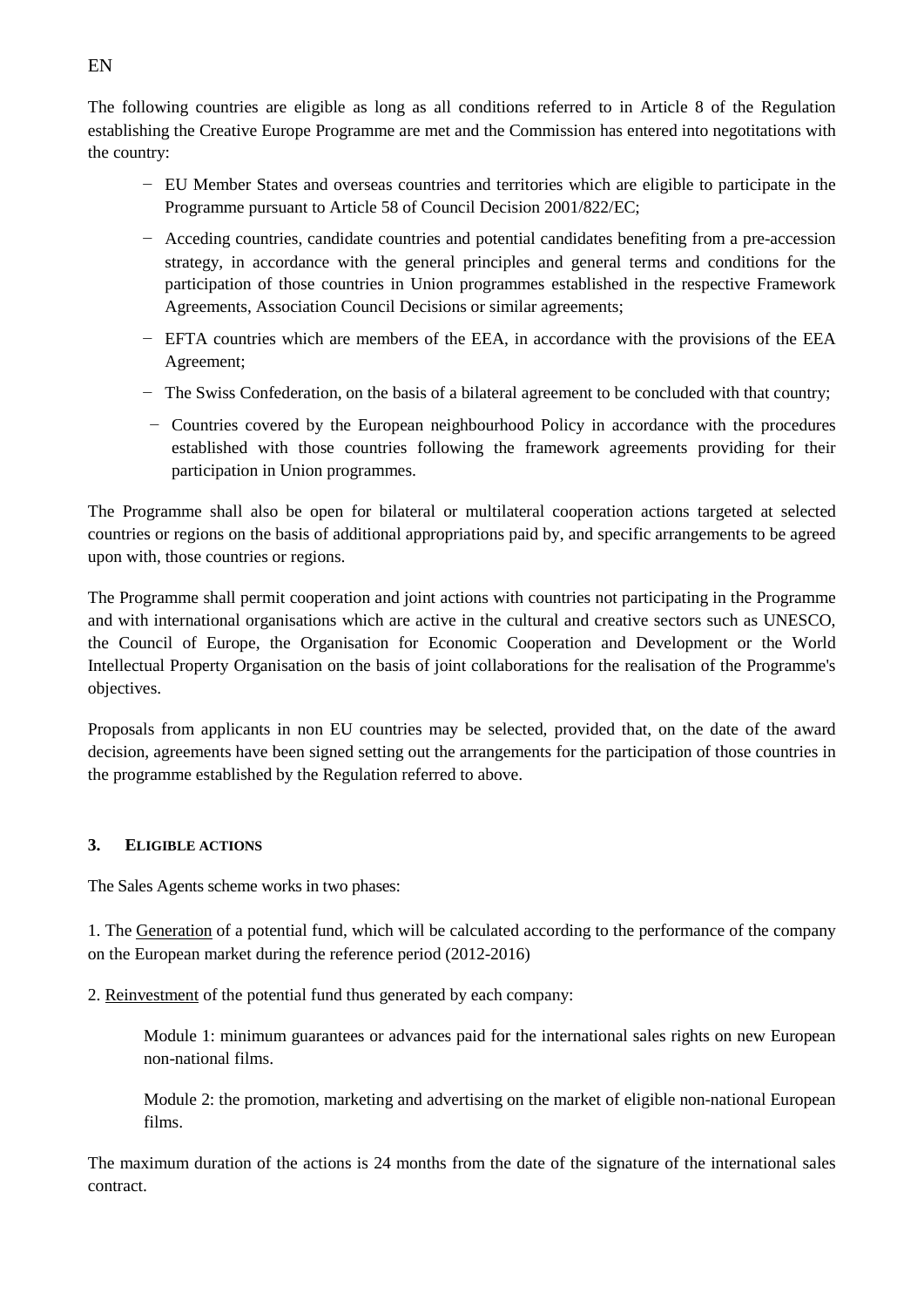The following countries are eligible as long as all conditions referred to in Article 8 of the Regulation establishing the Creative Europe Programme are met and the Commission has entered into negotiations with the country:

- EU Member States and overseas countries and territories which are eligible to participate in the Programme pursuant to Article 58 of Council Decision 2001/822/EC;
- Acceding countries, candidate countries and potential candidates benefiting from a pre-accession strategy, in accordance with the general principles and general terms and conditions for the participation of those countries in Union programmes established in the respective Framework Agreements, Association Council Decisions or similar agreements;
- EFTA countries which are members of the EEA, in accordance with the provisions of the EEA Agreement;
- The Swiss Confederation, on the basis of a bilateral agreement to be concluded with that country;
- Countries covered by the European neighbourhood Policy in accordance with the procedures established with those countries following the framework agreements providing for their participation in Union programmes.

The Programme shall also be open for bilateral or multilateral cooperation actions targeted at selected countries or regions on the basis of additional appropriations paid by, and specific arrangements to be agreed upon with, those countries or regions.

The Programme shall permit cooperation and joint actions with countries not participating in the Programme and with international organisations which are active in the cultural and creative sectors such as UNESCO, the Council of Europe, the Organisation for Economic Cooperation and Development or the World Intellectual Property Organisation on the basis of joint collaborations for the realisation of the Programme's objectives.

Proposals from applicants in non EU countries may be selected, provided that, on the date of the award decision, agreements have been signed setting out the arrangements for the participation of those countries in the programme established by the Regulation referred to above.

## 3. Eligible actions

The Sales Agents scheme works in two phases:

1. The Generation of a potential fund, which will be calculated according to the performance of the company on the European market during the reference period (2012-2016)

2. Reinvestment of the potential fund thus generated by each company:

   Module 1: minimum guarantees or advances paid for the international sales rights on new European non-national films.

   Module 2: the promotion, marketing and advertising on the market of eligible non-national European films.

The maximum duration of the actions is 24 months from the date of the signature of the international sales contract.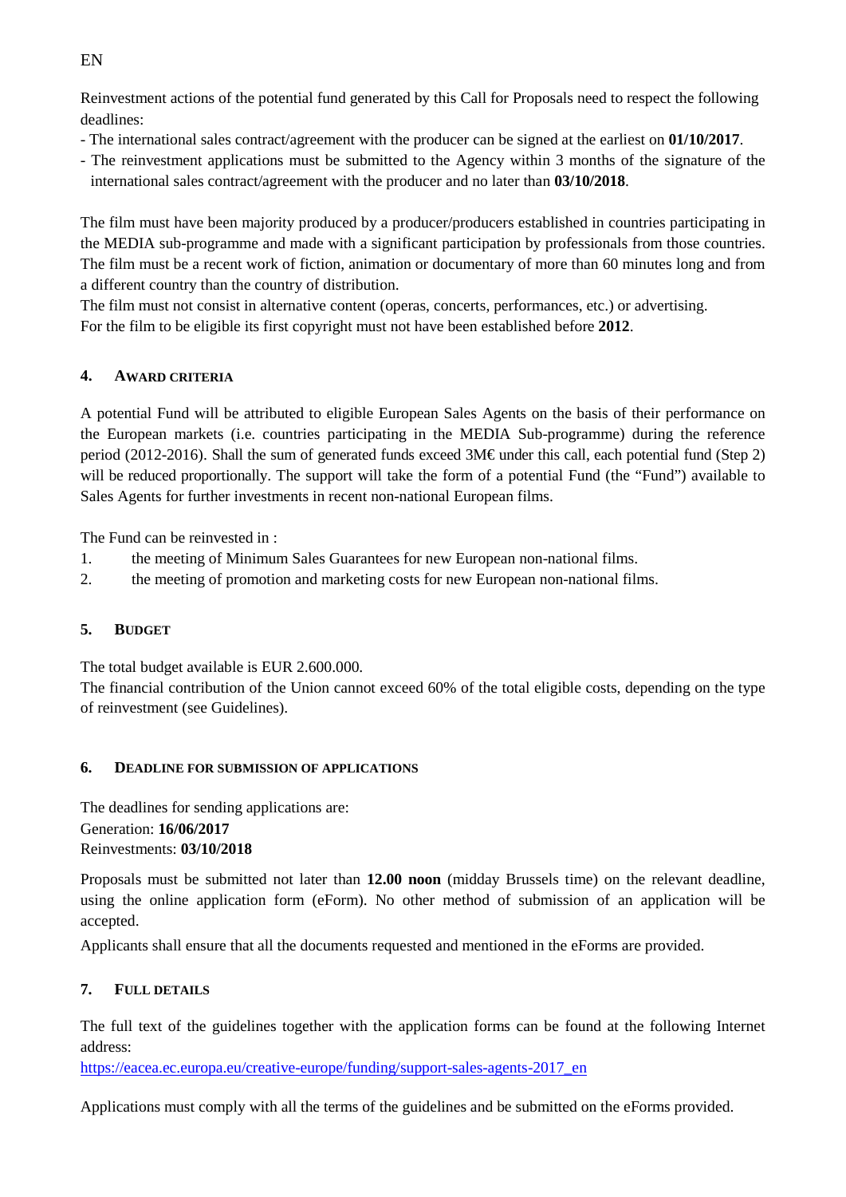EN

Reinvestment actions of the potential fund generated by this Call for Proposals need to respect the following deadlines:

- The international sales contract/agreement with the producer can be signed at the earliest on **01/10/2017**.
- The reinvestment applications must be submitted to the Agency within 3 months of the signature of the international sales contract/agreement with the producer and no later than **03/10/2018**.

The film must have been majority produced by a producer/producers established in countries participating in the MEDIA sub-programme and made with a significant participation by professionals from those countries. The film must be a recent work of fiction, animation or documentary of more than 60 minutes long and from a different country than the country of distribution.

The film must not consist in alternative content (operas, concerts, performances, etc.) or advertising.

For the film to be eligible its first copyright must not have been established before **2012**.

## 4. AWARD CRITERIA

A potential Fund will be attributed to eligible European Sales Agents on the basis of their performance on the European markets (i.e. countries participating in the MEDIA Sub-programme) during the reference period (2012-2016). Shall the sum of generated funds exceed 3M€ under this call, each potential fund (Step 2) will be reduced proportionally. The support will take the form of a potential Fund (the "Fund") available to Sales Agents for further investments in recent non-national European films.

The Fund can be reinvested in :

1. the meeting of Minimum Sales Guarantees for new European non-national films.
2. the meeting of promotion and marketing costs for new European non-national films.

## 5. BUDGET

The total budget available is EUR 2.600.000.

The financial contribution of the Union cannot exceed 60% of the total eligible costs, depending on the type of reinvestment (see Guidelines).

## 6. DEADLINE FOR SUBMISSION OF APPLICATIONS

The deadlines for sending applications are:

Generation: **16/06/2017**

Reinvestments: **03/10/2018**

Proposals must be submitted not later than **12.00 noon** (midday Brussels time) on the relevant deadline, using the online application form (eForm). No other method of submission of an application will be accepted.

Applicants shall ensure that all the documents requested and mentioned in the eForms are provided.

## 7. FULL DETAILS

The full text of the guidelines together with the application forms can be found at the following Internet address:

https://eacea.ec.europa.eu/creative-europe/funding/support-sales-agents-2017_en

Applications must comply with all the terms of the guidelines and be submitted on the eForms provided.